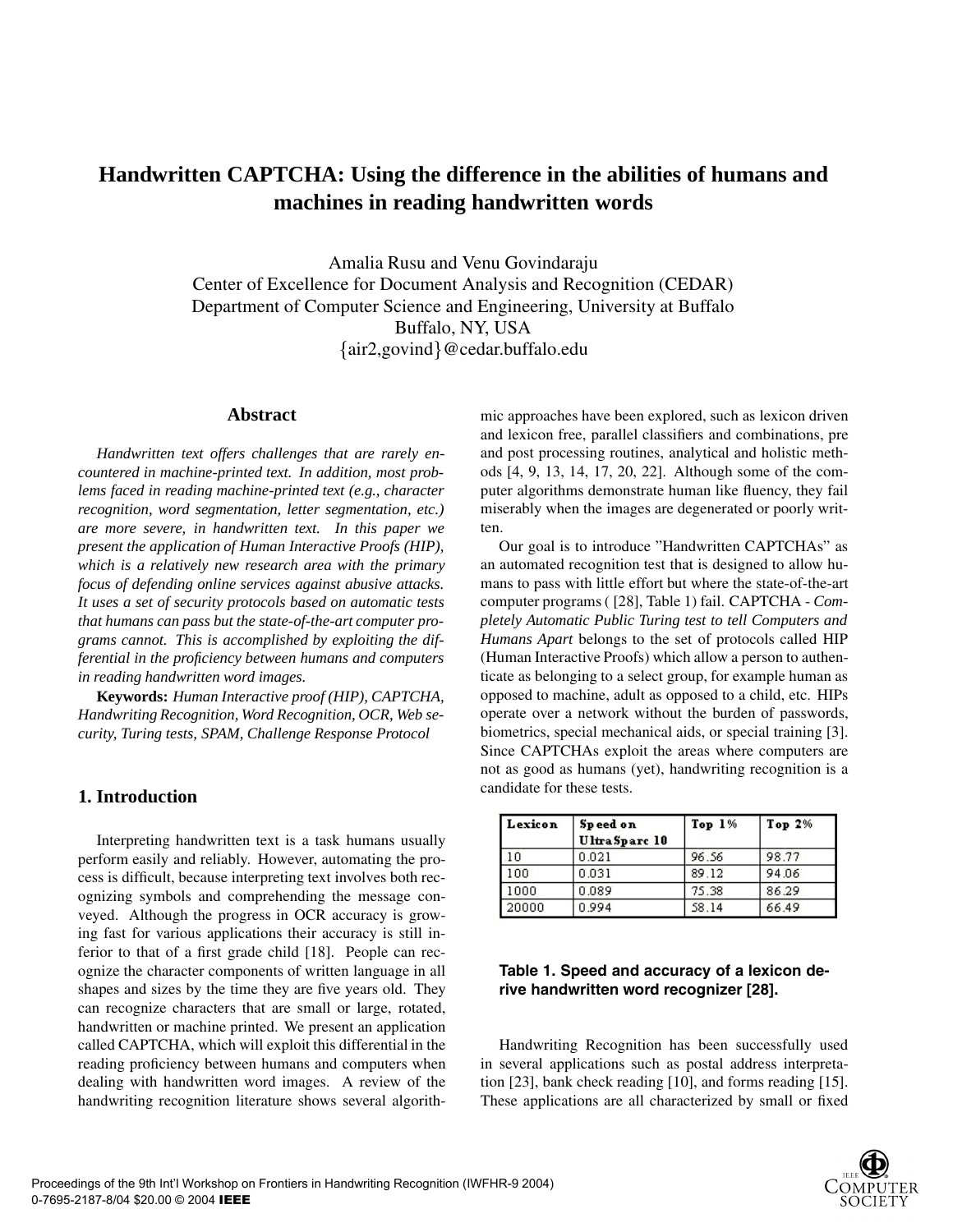# Handwritten CAPTCHA: Using the difference in the abilities of humans and machines in reading handwritten words

Amalia Rusu and Venu Govindaraju
Center of Excellence for Document Analysis and Recognition (CEDAR)
Department of Computer Science and Engineering, University at Buffalo
Buffalo, NY, USA
{air2,govind}@cedar.buffalo.edu

## Abstract

*Handwritten text offers challenges that are rarely encountered in machine-printed text. In addition, most problems faced in reading machine-printed text (e.g., character recognition, word segmentation, letter segmentation, etc.) are more severe, in handwritten text. In this paper we present the application of Human Interactive Proofs (HIP), which is a relatively new research area with the primary focus of defending online services against abusive attacks. It uses a set of security protocols based on automatic tests that humans can pass but the state-of-the-art computer programs cannot. This is accomplished by exploiting the differential in the proficiency between humans and computers in reading handwritten word images.*

**Keywords:** *Human Interactive proof (HIP), CAPTCHA, Handwriting Recognition, Word Recognition, OCR, Web security, Turing tests, SPAM, Challenge Response Protocol*

## 1. Introduction

Interpreting handwritten text is a task humans usually perform easily and reliably. However, automating the process is difficult, because interpreting text involves both recognizing symbols and comprehending the message conveyed. Although the progress in OCR accuracy is growing fast for various applications their accuracy is still inferior to that of a first grade child [18]. People can recognize the character components of written language in all shapes and sizes by the time they are five years old. They can recognize characters that are small or large, rotated, handwritten or machine printed. We present an application called CAPTCHA, which will exploit this differential in the reading proficiency between humans and computers when dealing with handwritten word images. A review of the handwriting recognition literature shows several algorithmic approaches have been explored, such as lexicon driven and lexicon free, parallel classifiers and combinations, pre and post processing routines, analytical and holistic methods [4, 9, 13, 14, 17, 20, 22]. Although some of the computer algorithms demonstrate human like fluency, they fail miserably when the images are degenerated or poorly written.

Our goal is to introduce "Handwritten CAPTCHAs" as an automated recognition test that is designed to allow humans to pass with little effort but where the state-of-the-art computer programs ( [28], Table 1) fail. CAPTCHA - *Completely Automatic Public Turing test to tell Computers and Humans Apart* belongs to the set of protocols called HIP (Human Interactive Proofs) which allow a person to authenticate as belonging to a select group, for example human as opposed to machine, adult as opposed to a child, etc. HIPs operate over a network without the burden of passwords, biometrics, special mechanical aids, or special training [3]. Since CAPTCHAs exploit the areas where computers are not as good as humans (yet), handwriting recognition is a candidate for these tests.

| Lexicon | Speed on UltraSparc 10 | Top 1% | Top 2% |
|---|---|---|---|
| 10 | 0.021 | 96.56 | 98.77 |
| 100 | 0.031 | 89.12 | 94.06 |
| 1000 | 0.089 | 75.38 | 86.29 |
| 20000 | 0.994 | 58.14 | 66.49 |

**Table 1. Speed and accuracy of a lexicon derive handwritten word recognizer [28].**

Handwriting Recognition has been successfully used in several applications such as postal address interpretation [23], bank check reading [10], and forms reading [15]. These applications are all characterized by small or fixed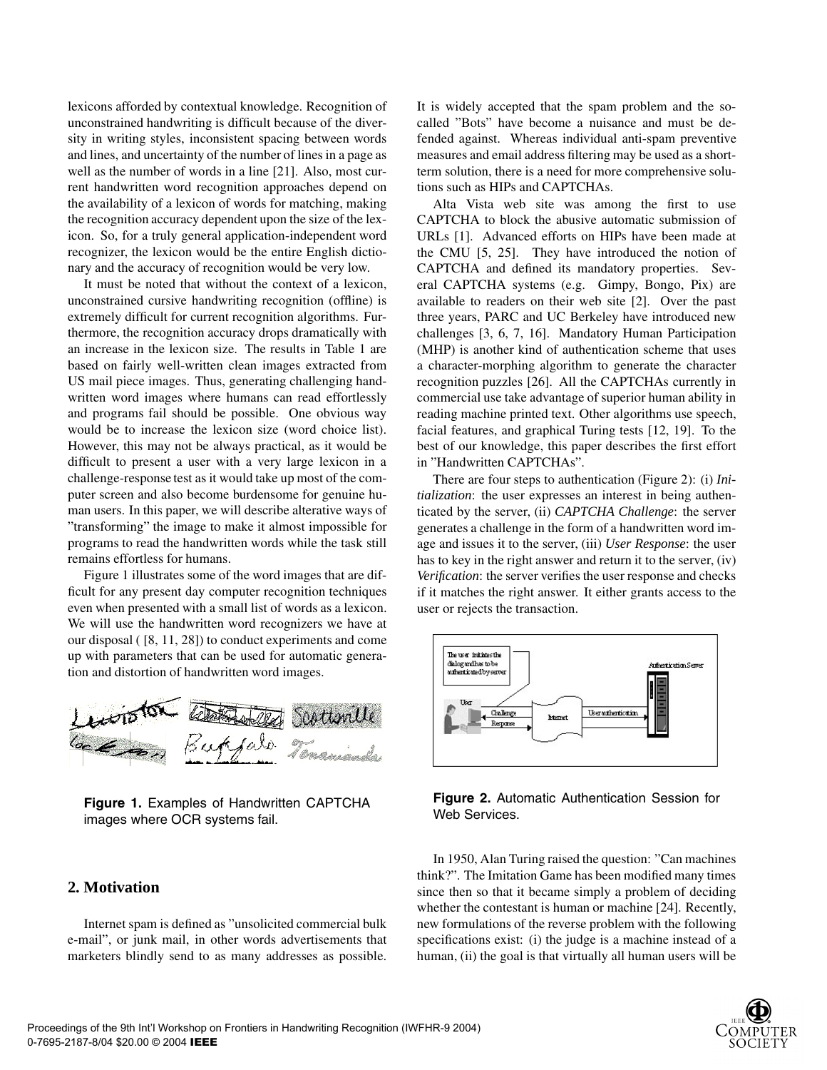lexicons afforded by contextual knowledge. Recognition of unconstrained handwriting is difficult because of the diversity in writing styles, inconsistent spacing between words and lines, and uncertainty of the number of lines in a page as well as the number of words in a line [21]. Also, most current handwritten word recognition approaches depend on the availability of a lexicon of words for matching, making the recognition accuracy dependent upon the size of the lexicon. So, for a truly general application-independent word recognizer, the lexicon would be the entire English dictionary and the accuracy of recognition would be very low.

It must be noted that without the context of a lexicon, unconstrained cursive handwriting recognition (offline) is extremely difficult for current recognition algorithms. Furthermore, the recognition accuracy drops dramatically with an increase in the lexicon size. The results in Table 1 are based on fairly well-written clean images extracted from US mail piece images. Thus, generating challenging handwritten word images where humans can read effortlessly and programs fail should be possible. One obvious way would be to increase the lexicon size (word choice list). However, this may not be always practical, as it would be difficult to present a user with a very large lexicon in a challenge-response test as it would take up most of the computer screen and also become burdensome for genuine human users. In this paper, we will describe alterative ways of "transforming" the image to make it almost impossible for programs to read the handwritten words while the task still remains effortless for humans.

Figure 1 illustrates some of the word images that are difficult for any present day computer recognition techniques even when presented with a small list of words as a lexicon. We will use the handwritten word recognizers we have at our disposal ( [8, 11, 28]) to conduct experiments and come up with parameters that can be used for automatic generation and distortion of handwritten word images.

**Figure 1.** Examples of Handwritten CAPTCHA images where OCR systems fail.

## 2. Motivation

Internet spam is defined as "unsolicited commercial bulk e-mail", or junk mail, in other words advertisements that marketers blindly send to as many addresses as possible. It is widely accepted that the spam problem and the so-called "Bots" have become a nuisance and must be defended against. Whereas individual anti-spam preventive measures and email address filtering may be used as a short-term solution, there is a need for more comprehensive solutions such as HIPs and CAPTCHAs.

Alta Vista web site was among the first to use CAPTCHA to block the abusive automatic submission of URLs [1]. Advanced efforts on HIPs have been made at the CMU [5, 25]. They have introduced the notion of CAPTCHA and defined its mandatory properties. Several CAPTCHA systems (e.g. Gimpy, Bongo, Pix) are available to readers on their web site [2]. Over the past three years, PARC and UC Berkeley have introduced new challenges [3, 6, 7, 16]. Mandatory Human Participation (MHP) is another kind of authentication scheme that uses a character-morphing algorithm to generate the character recognition puzzles [26]. All the CAPTCHAs currently in commercial use take advantage of superior human ability in reading machine printed text. Other algorithms use speech, facial features, and graphical Turing tests [12, 19]. To the best of our knowledge, this paper describes the first effort in "Handwritten CAPTCHAs".

There are four steps to authentication (Figure 2): (i) *Initialization*: the user expresses an interest in being authenticated by the server, (ii) *CAPTCHA Challenge*: the server generates a challenge in the form of a handwritten word image and issues it to the server, (iii) *User Response*: the user has to key in the right answer and return it to the server, (iv) *Verification*: the server verifies the user response and checks if it matches the right answer. It either grants access to the user or rejects the transaction.

**Figure 2.** Automatic Authentication Session for Web Services.

In 1950, Alan Turing raised the question: "Can machines think?". The Imitation Game has been modified many times since then so that it became simply a problem of deciding whether the contestant is human or machine [24]. Recently, new formulations of the reverse problem with the following specifications exist: (i) the judge is a machine instead of a human, (ii) the goal is that virtually all human users will be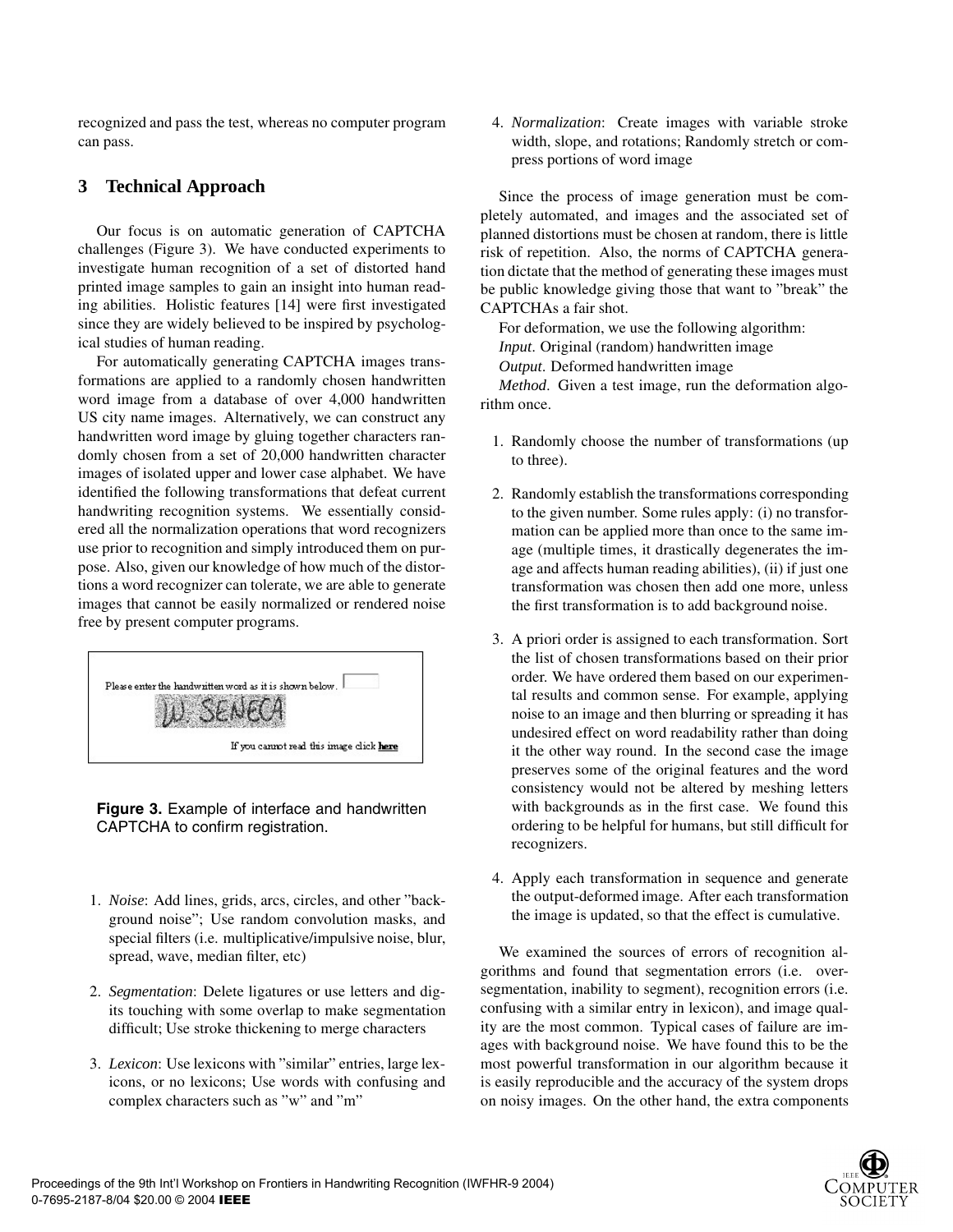recognized and pass the test, whereas no computer program can pass.

## 3 Technical Approach

Our focus is on automatic generation of CAPTCHA challenges (Figure 3). We have conducted experiments to investigate human recognition of a set of distorted hand printed image samples to gain an insight into human reading abilities. Holistic features [14] were first investigated since they are widely believed to be inspired by psychological studies of human reading.

For automatically generating CAPTCHA images transformations are applied to a randomly chosen handwritten word image from a database of over 4,000 handwritten US city name images. Alternatively, we can construct any handwritten word image by gluing together characters randomly chosen from a set of 20,000 handwritten character images of isolated upper and lower case alphabet. We have identified the following transformations that defeat current handwriting recognition systems. We essentially considered all the normalization operations that word recognizers use prior to recognition and simply introduced them on purpose. Also, given our knowledge of how much of the distortions a word recognizer can tolerate, we are able to generate images that cannot be easily normalized or rendered noise free by present computer programs.

Please enter the handwritten word as it is shown below.

If you cannot read this image click **here**

**Figure 3.** Example of interface and handwritten CAPTCHA to confirm registration.

1. *Noise*: Add lines, grids, arcs, circles, and other "background noise"; Use random convolution masks, and special filters (i.e. multiplicative/impulsive noise, blur, spread, wave, median filter, etc)
2. *Segmentation*: Delete ligatures or use letters and digits touching with some overlap to make segmentation difficult; Use stroke thickening to merge characters
3. *Lexicon*: Use lexicons with "similar" entries, large lexicons, or no lexicons; Use words with confusing and complex characters such as "w" and "m"
4. *Normalization*: Create images with variable stroke width, slope, and rotations; Randomly stretch or compress portions of word image

Since the process of image generation must be completely automated, and images and the associated set of planned distortions must be chosen at random, there is little risk of repetition. Also, the norms of CAPTCHA generation dictate that the method of generating these images must be public knowledge giving those that want to "break" the CAPTCHAs a fair shot.

For deformation, we use the following algorithm:
*Input*. Original (random) handwritten image
*Output*. Deformed handwritten image
*Method*. Given a test image, run the deformation algorithm once.

1. Randomly choose the number of transformations (up to three).
2. Randomly establish the transformations corresponding to the given number. Some rules apply: (i) no transformation can be applied more than once to the same image (multiple times, it drastically degenerates the image and affects human reading abilities), (ii) if just one transformation was chosen then add one more, unless the first transformation is to add background noise.
3. A priori order is assigned to each transformation. Sort the list of chosen transformations based on their prior order. We have ordered them based on our experimental results and common sense. For example, applying noise to an image and then blurring or spreading it has undesired effect on word readability rather than doing it the other way round. In the second case the image preserves some of the original features and the word consistency would not be altered by meshing letters with backgrounds as in the first case. We found this ordering to be helpful for humans, but still difficult for recognizers.
4. Apply each transformation in sequence and generate the output-deformed image. After each transformation the image is updated, so that the effect is cumulative.

We examined the sources of errors of recognition algorithms and found that segmentation errors (i.e. over-segmentation, inability to segment), recognition errors (i.e. confusing with a similar entry in lexicon), and image quality are the most common. Typical cases of failure are images with background noise. We have found this to be the most powerful transformation in our algorithm because it is easily reproducible and the accuracy of the system drops on noisy images. On the other hand, the extra components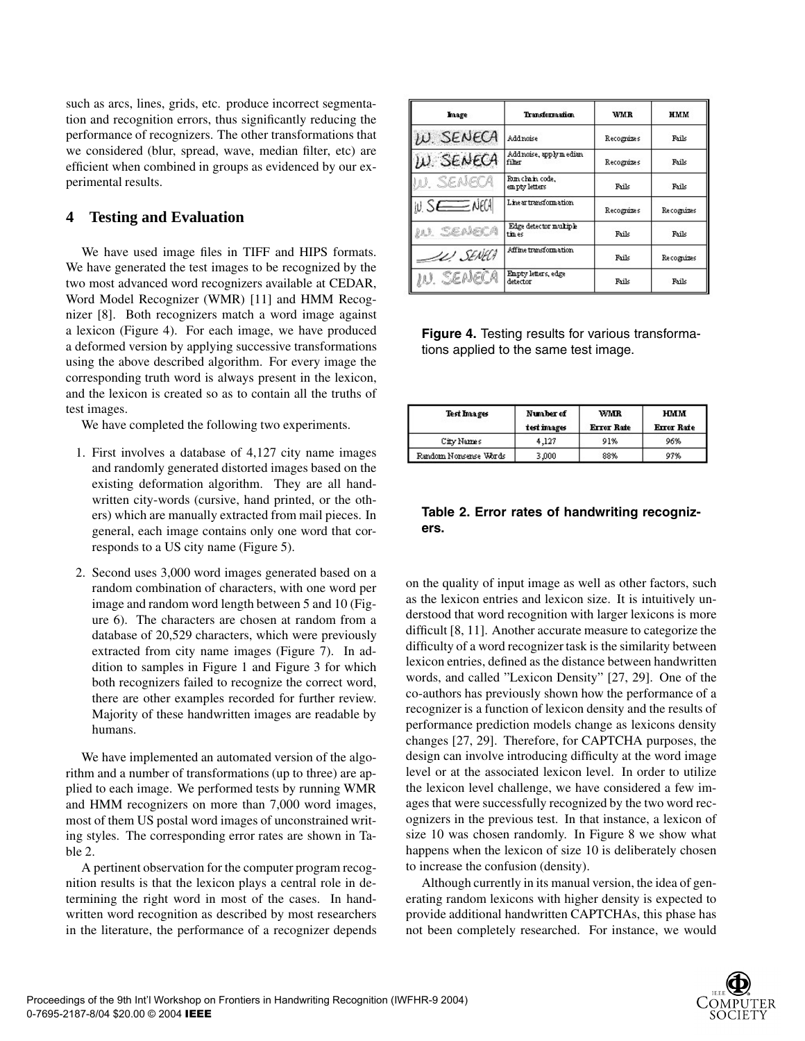such as arcs, lines, grids, etc. produce incorrect segmentation and recognition errors, thus significantly reducing the performance of recognizers. The other transformations that we considered (blur, spread, wave, median filter, etc) are efficient when combined in groups as evidenced by our experimental results.

## 4 Testing and Evaluation

We have used image files in TIFF and HIPS formats. We have generated the test images to be recognized by the two most advanced word recognizers available at CEDAR, Word Model Recognizer (WMR) [11] and HMM Recognizer [8]. Both recognizers match a word image against a lexicon (Figure 4). For each image, we have produced a deformed version by applying successive transformations using the above described algorithm. For every image the corresponding truth word is always present in the lexicon, and the lexicon is created so as to contain all the truths of test images.

We have completed the following two experiments.

1. First involves a database of 4,127 city name images and randomly generated distorted images based on the existing deformation algorithm. They are all handwritten city-words (cursive, hand printed, or the others) which are manually extracted from mail pieces. In general, each image contains only one word that corresponds to a US city name (Figure 5).

2. Second uses 3,000 word images generated based on a random combination of characters, with one word per image and random word length between 5 and 10 (Figure 6). The characters are chosen at random from a database of 20,529 characters, which were previously extracted from city name images (Figure 7). In addition to samples in Figure 1 and Figure 3 for which both recognizers failed to recognize the correct word, there are other examples recorded for further review. Majority of these handwritten images are readable by humans.

We have implemented an automated version of the algorithm and a number of transformations (up to three) are applied to each image. We performed tests by running WMR and HMM recognizers on more than 7,000 word images, most of them US postal word images of unconstrained writing styles. The corresponding error rates are shown in Table 2.

A pertinent observation for the computer program recognition results is that the lexicon plays a central role in determining the right word in most of the cases. In handwritten word recognition as described by most researchers in the literature, the performance of a recognizer depends on the quality of input image as well as other factors, such as the lexicon entries and lexicon size. It is intuitively understood that word recognition with larger lexicons is more difficult [8, 11]. Another accurate measure to categorize the difficulty of a word recognizer task is the similarity between lexicon entries, defined as the distance between handwritten words, and called "Lexicon Density" [27, 29]. One of the co-authors has previously shown how the performance of a recognizer is a function of lexicon density and the results of performance prediction models change as lexicons density changes [27, 29]. Therefore, for CAPTCHA purposes, the design can involve introducing difficulty at the word image level or at the associated lexicon level. In order to utilize the lexicon level challenge, we have considered a few images that were successfully recognized by the two word recognizers in the previous test. In that instance, a lexicon of size 10 was chosen randomly. In Figure 8 we show what happens when the lexicon of size 10 is deliberately chosen to increase the confusion (density).

Although currently in its manual version, the idea of generating random lexicons with higher density is expected to provide additional handwritten CAPTCHAs, this phase has not been completely researched. For instance, we would

| Image | Transformation | WMR | HMM |
|---|---|---|---|
| W. SENECA | Add noise | Recognizes | Fails |
| W. SENECA | Add noise, apply median filter | Recognizes | Fails |
| W. SENECA | Run chain code, empty letters | Fails | Fails |
| W. SENECA | Linear transformation | Recognizes | Recognizes |
| W. SENECA | Edge detector multiple times | Fails | Fails |
| W. SENECA | Affine transformation | Fails | Recognizes |
| W. SENECA | Empty letters, edge detector | Fails | Fails |

**Figure 4.** Testing results for various transformations applied to the same test image.

| Test Images | Number of test images | WMR Error Rate | HMM Error Rate |
|---|---|---|---|
| City Names | 4,127 | 91% | 96% |
| Random Nonsense Words | 3,000 | 88% | 97% |

**Table 2. Error rates of handwriting recognizers.**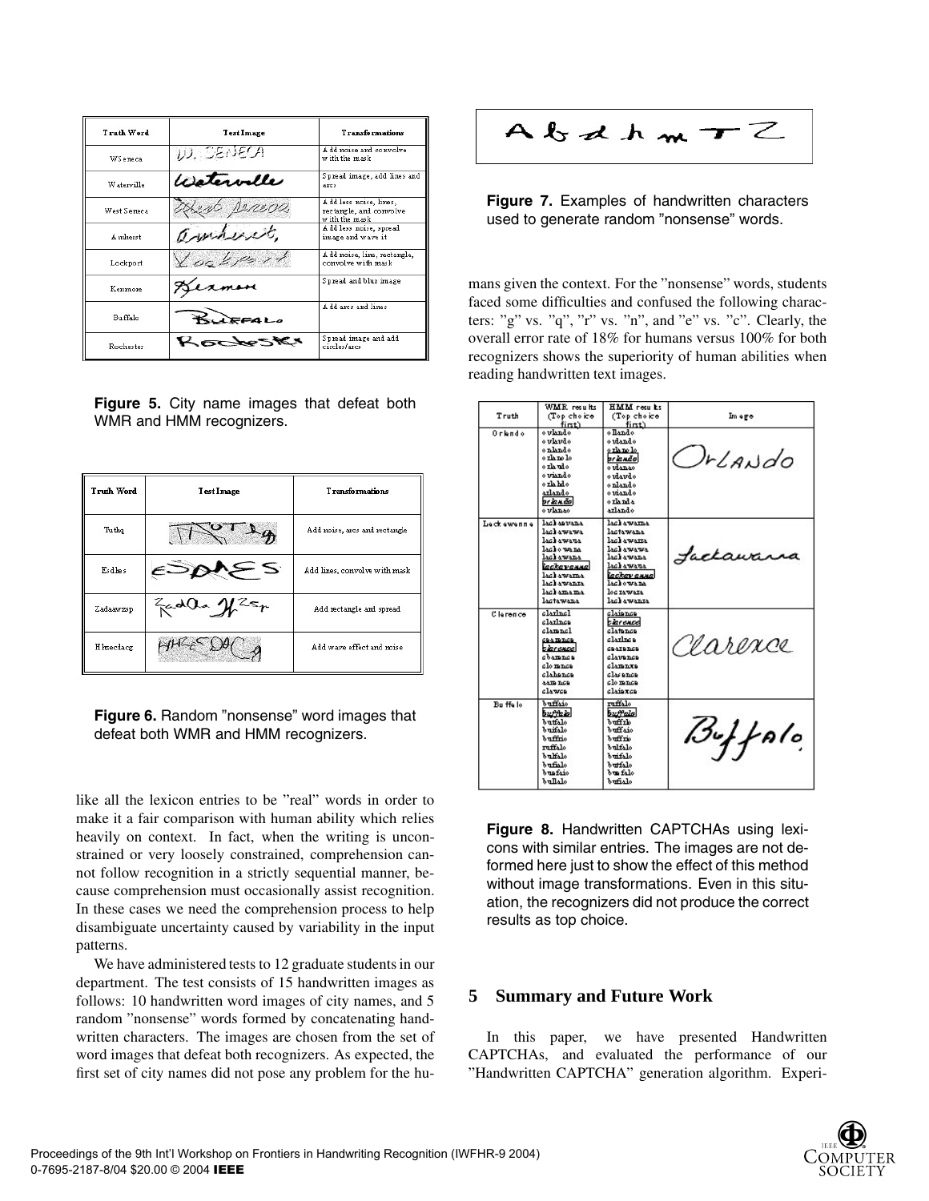| Truth Word | Test Image | Transformations |
| --- | --- | --- |
| WSeneca | | Add noise and convolve with the mask |
| Waterville | | Spread image, add lines and arcs |
| West Seneca | | Add less noise, lines, rectangle, and convolve with the mask |
| Amherst | | Add less noise, spread image and wave it |
| Lockport | | Add noise, line, rectangle, convolve with mask |
| Kenmore | | Spread and blur image |
| Buffalo | | Add arcs and lines |
| Rochester | | Spread image and add circles/arcs |

**Figure 5.** City name images that defeat both WMR and HMM recognizers.

| Truth Word | Test Image | Transformations |
| --- | --- | --- |
| Tuthq | | Add noise, arcs and rectangle |
| Esdles | | Add lines, convolve with mask |
| Zadaawzsp | | Add rectangle and spread |
| Hlmecdacg | | Add wave effect and noise |

**Figure 6.** Random "nonsense" word images that defeat both WMR and HMM recognizers.

like all the lexicon entries to be "real" words in order to make it a fair comparison with human ability which relies heavily on context. In fact, when the writing is unconstrained or very loosely constrained, comprehension cannot follow recognition in a strictly sequential manner, because comprehension must occasionally assist recognition. In these cases we need the comprehension process to help disambiguate uncertainty caused by variability in the input patterns.

We have administered tests to 12 graduate students in our department. The test consists of 15 handwritten images as follows: 10 handwritten word images of city names, and 5 random "nonsense" words formed by concatenating handwritten characters. The images are chosen from the set of word images that defeat both recognizers. As expected, the first set of city names did not pose any problem for the humans given the context. For the "nonsense" words, students faced some difficulties and confused the following characters: "g" vs. "q", "r" vs. "n", and "e" vs. "c". Clearly, the overall error rate of 18% for humans versus 100% for both recognizers shows the superiority of human abilities when reading handwritten text images.

**Figure 7.** Examples of handwritten characters used to generate random "nonsense" words.

| Truth | WMR results (Top choice first) | HMM results (Top choice first) | Image |
| --- | --- | --- | --- |
| Orlando | ovlando<br>ovlavdo<br>onlando<br>ohanlo<br>ohavdo<br>oviando<br>ohahdo<br>arlando<br>orlando<br>ovlanao | ollando<br>oudando<br>orlanlo<br>orlando<br>ovlanao<br>oudavdo<br>onlando<br>oviando<br>olanda<br>arlando | |
| Lackawanna | lackawana<br>lackawawa<br>lackawana<br>lackowana<br>lackawana<br>lackawanna<br>lackawama<br>lackawanza<br>lackamama<br>lactawana | lackawama<br>lactawana<br>lackawarra<br>lackawawa<br>lackawana<br>lackawana<br>lackawanna<br>lackowana<br>locrawara<br>lackawanza | |
| Clarence | clarlncl<br>clarlnce<br>clamncl<br>cearnnce<br>clarence<br>cbamnce<br>clomnce<br>clabance<br>eamnce<br>clawce | claiance<br>clarence<br>clatence<br>clarlnce<br>cearence<br>clavence<br>clamnxe<br>clarance<br>clomnce<br>claianca | |
| Buffalo | buffaio<br>buffalo<br>buttalo<br>bufalo<br>buffrio<br>ruffalo<br>bulfalo<br>bufalo<br>bunfaio<br>bullalo | ruffalo<br>buffalo<br>bufflo<br>buffaio<br>buffrio<br>bulfalo<br>buifalo<br>burfalo<br>bwfalo<br>bufialo | |

**Figure 8.** Handwritten CAPTCHAs using lexicons with similar entries. The images are not deformed here just to show the effect of this method without image transformations. Even in this situation, the recognizers did not produce the correct results as top choice.

## 5 Summary and Future Work

In this paper, we have presented Handwritten CAPTCHAs, and evaluated the performance of our "Handwritten CAPTCHA" generation algorithm. Experi-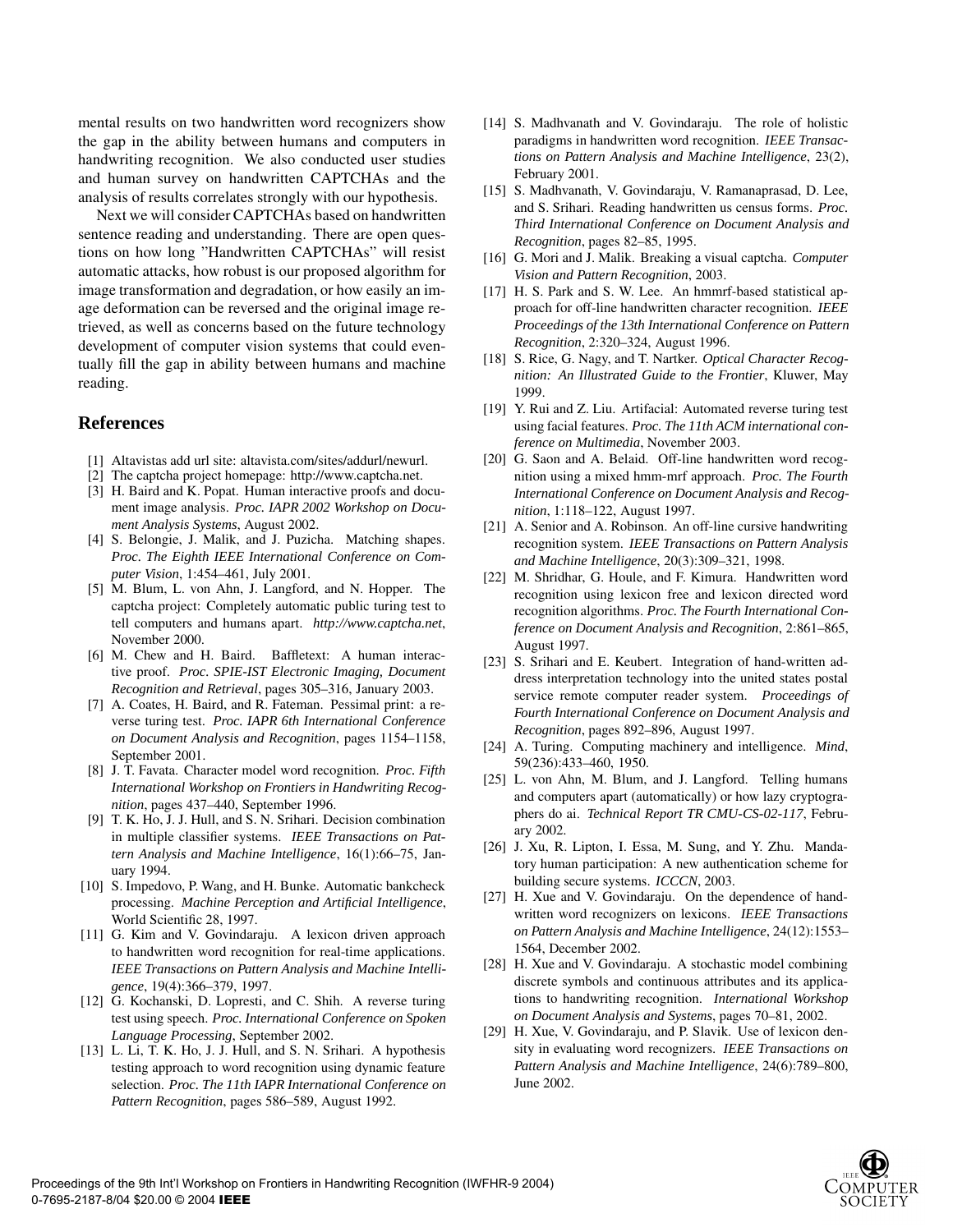mental results on two handwritten word recognizers show the gap in the ability between humans and computers in handwriting recognition. We also conducted user studies and human survey on handwritten CAPTCHAs and the analysis of results correlates strongly with our hypothesis.

Next we will consider CAPTCHAs based on handwritten sentence reading and understanding. There are open questions on how long "Handwritten CAPTCHAs" will resist automatic attacks, how robust is our proposed algorithm for image transformation and degradation, or how easily an image deformation can be reversed and the original image retrieved, as well as concerns based on the future technology development of computer vision systems that could eventually fill the gap in ability between humans and machine reading.

## References

[1] Altavistas add url site: altavista.com/sites/addurl/newurl.

[2] The captcha project homepage: http://www.captcha.net.

[3] H. Baird and K. Popat. Human interactive proofs and document image analysis. *Proc. IAPR 2002 Workshop on Document Analysis Systems*, August 2002.

[4] S. Belongie, J. Malik, and J. Puzicha. Matching shapes. *Proc. The Eighth IEEE International Conference on Computer Vision*, 1:454–461, July 2001.

[5] M. Blum, L. von Ahn, J. Langford, and N. Hopper. The captcha project: Completely automatic public turing test to tell computers and humans apart. *http://www.captcha.net*, November 2000.

[6] M. Chew and H. Baird. Baffletext: A human interactive proof. *Proc. SPIE-IST Electronic Imaging, Document Recognition and Retrieval*, pages 305–316, January 2003.

[7] A. Coates, H. Baird, and R. Fateman. Pessimal print: a reverse turing test. *Proc. IAPR 6th International Conference on Document Analysis and Recognition*, pages 1154–1158, September 2001.

[8] J. T. Favata. Character model word recognition. *Proc. Fifth International Workshop on Frontiers in Handwriting Recognition*, pages 437–440, September 1996.

[9] T. K. Ho, J. J. Hull, and S. N. Srihari. Decision combination in multiple classifier systems. *IEEE Transactions on Pattern Analysis and Machine Intelligence*, 16(1):66–75, January 1994.

[10] S. Impedovo, P. Wang, and H. Bunke. Automatic bankcheck processing. *Machine Perception and Artificial Intelligence*, World Scientific 28, 1997.

[11] G. Kim and V. Govindaraju. A lexicon driven approach to handwritten word recognition for real-time applications. *IEEE Transactions on Pattern Analysis and Machine Intelligence*, 19(4):366–379, 1997.

[12] G. Kochanski, D. Lopresti, and C. Shih. A reverse turing test using speech. *Proc. International Conference on Spoken Language Processing*, September 2002.

[13] L. Li, T. K. Ho, J. J. Hull, and S. N. Srihari. A hypothesis testing approach to word recognition using dynamic feature selection. *Proc. The 11th IAPR International Conference on Pattern Recognition*, pages 586–589, August 1992.

[14] S. Madhvanath and V. Govindaraju. The role of holistic paradigms in handwritten word recognition. *IEEE Transactions on Pattern Analysis and Machine Intelligence*, 23(2), February 2001.

[15] S. Madhvanath, V. Govindaraju, V. Ramanaprasad, D. Lee, and S. Srihari. Reading handwritten us census forms. *Proc. Third International Conference on Document Analysis and Recognition*, pages 82–85, 1995.

[16] G. Mori and J. Malik. Breaking a visual captcha. *Computer Vision and Pattern Recognition*, 2003.

[17] H. S. Park and S. W. Lee. An hmmrf-based statistical approach for off-line handwritten character recognition. *IEEE Proceedings of the 13th International Conference on Pattern Recognition*, 2:320–324, August 1996.

[18] S. Rice, G. Nagy, and T. Nartker. *Optical Character Recognition: An Illustrated Guide to the Frontier*, Kluwer, May 1999.

[19] Y. Rui and Z. Liu. Artifacial: Automated reverse turing test using facial features. *Proc. The 11th ACM international conference on Multimedia*, November 2003.

[20] G. Saon and A. Belaid. Off-line handwritten word recognition using a mixed hmm-mrf approach. *Proc. The Fourth International Conference on Document Analysis and Recognition*, 1:118–122, August 1997.

[21] A. Senior and A. Robinson. An off-line cursive handwriting recognition system. *IEEE Transactions on Pattern Analysis and Machine Intelligence*, 20(3):309–321, 1998.

[22] M. Shridhar, G. Houle, and F. Kimura. Handwritten word recognition using lexicon free and lexicon directed word recognition algorithms. *Proc. The Fourth International Conference on Document Analysis and Recognition*, 2:861–865, August 1997.

[23] S. Srihari and E. Keubert. Integration of hand-written address interpretation technology into the united states postal service remote computer reader system. *Proceedings of Fourth International Conference on Document Analysis and Recognition*, pages 892–896, August 1997.

[24] A. Turing. Computing machinery and intelligence. *Mind*, 59(236):433–460, 1950.

[25] L. von Ahn, M. Blum, and J. Langford. Telling humans and computers apart (automatically) or how lazy cryptographers do ai. *Technical Report TR CMU-CS-02-117*, February 2002.

[26] J. Xu, R. Lipton, I. Essa, M. Sung, and Y. Zhu. Mandatory human participation: A new authentication scheme for building secure systems. *ICCCN*, 2003.

[27] H. Xue and V. Govindaraju. On the dependence of handwritten word recognizers on lexicons. *IEEE Transactions on Pattern Analysis and Machine Intelligence*, 24(12):1553–1564, December 2002.

[28] H. Xue and V. Govindaraju. A stochastic model combining discrete symbols and continuous attributes and its applications to handwriting recognition. *International Workshop on Document Analysis and Systems*, pages 70–81, 2002.

[29] H. Xue, V. Govindaraju, and P. Slavik. Use of lexicon density in evaluating word recognizers. *IEEE Transactions on Pattern Analysis and Machine Intelligence*, 24(6):789–800, June 2002.